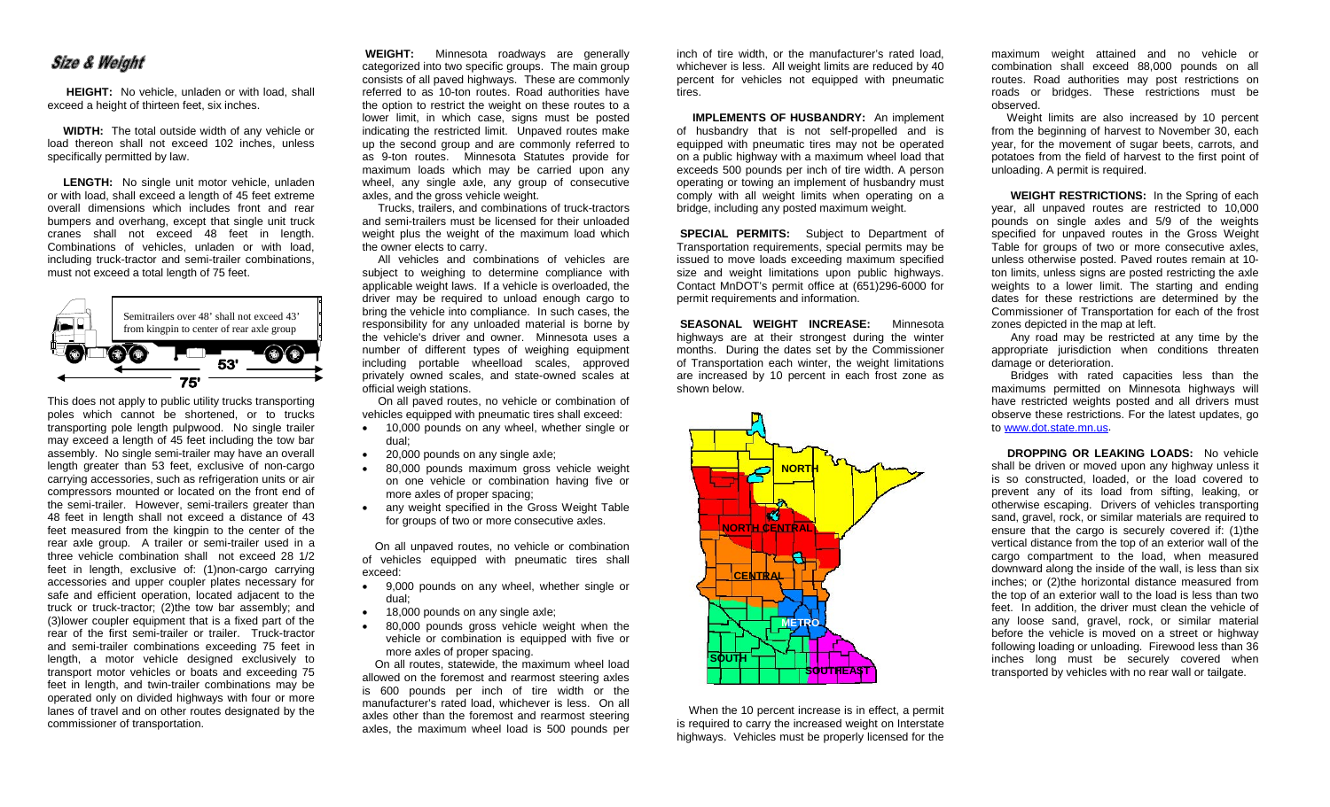# Size & Weight

**HEIGHT:** No vehicle, unladen or with load, shall exceed a height of thirteen feet, six inches.

**WIDTH:** The total outside width of any vehicle or load thereon shall not exceed 102 inches, unless specifically permitted by law.

**LENGTH:** No single unit motor vehicle, unladen or with load, shall exceed a length of 45 feet extreme overall dimensions which includes front and rear bumpers and overhang, except that single unit truck cranes shall not exceed 48 feet in length. Combinations of vehicles, unladen or with load, including truck-tractor and semi-trailer combinations, must not exceed a total length of 75 feet.

Semitrailers over 48' shall not exceed 43' from kingpin to center of rear axle group

53'

75'

This does not apply to public utility trucks transporting poles which cannot be shortened, or to trucks transporting pole length pulpwood. No single trailer may exceed a length of 45 feet including the tow bar assembly. No single semi-trailer may have an overall length greater than 53 feet, exclusive of non-cargo carrying accessories, such as refrigeration units or air compressors mounted or located on the front end of the semi-trailer. However, semi-trailers greater than 48 feet in length shall not exceed a distance of 43 feet measured from the kingpin to the center of the rear axle group. A trailer or semi-trailer used in a three vehicle combination shall not exceed 28 1/2 feet in length, exclusive of: (1)non-cargo carrying accessories and upper coupler plates necessary for safe and efficient operation, located adjacent to the truck or truck-tractor; (2)the tow bar assembly; and (3)lower coupler equipment that is a fixed part of the rear of the first semi-trailer or trailer. Truck-tractor and semi-trailer combinations exceeding 75 feet in length, a motor vehicle designed exclusively to transport motor vehicles or boats and exceeding 75 feet in length, and twin-trailer combinations may be operated only on divided highways with four or more lanes of travel and on other routes designated by the commissioner of transportation.

**WEIGHT:** Minnesota roadways are generally categorized into two specific groups. The main group consists of all paved highways. These are commonly referred to as 10-ton routes. Road authorities have the option to restrict the weight on these routes to a lower limit, in which case, signs must be posted indicating the restricted limit. Unpaved routes make up the second group and are commonly referred to as 9-ton routes. Minnesota Statutes provide for maximum loads which may be carried upon any wheel, any single axle, any group of consecutive axles, and the gross vehicle weight.

Trucks, trailers, and combinations of truck-tractors and semi-trailers must be licensed for their unloaded weight plus the weight of the maximum load which the owner elects to carry.

All vehicles and combinations of vehicles are subject to weighing to determine compliance with applicable weight laws. If a vehicle is overloaded, the driver may be required to unload enough cargo to bring the vehicle into compliance. In such cases, the responsibility for any unloaded material is borne by the vehicle's driver and owner. Minnesota uses a number of different types of weighing equipment including portable wheelload scales, approved privately owned scales, and state-owned scales at official weigh stations.

On all paved routes, no vehicle or combination of vehicles equipped with pneumatic tires shall exceed:

- 10,000 pounds on any wheel, whether single or dual;
- 20,000 pounds on any single axle;
- 80,000 pounds maximum gross vehicle weight on one vehicle or combination having five or more axles of proper spacing;
- any weight specified in the Gross Weight Table for groups of two or more consecutive axles.

On all unpaved routes, no vehicle or combination of vehicles equipped with pneumatic tires shall exceed:

- 9,000 pounds on any wheel, whether single or dual;
- 18,000 pounds on any single axle;
- 80,000 pounds gross vehicle weight when the vehicle or combination is equipped with five or more axles of proper spacing.

On all routes, statewide, the maximum wheel load allowed on the foremost and rearmost steering axles is 600 pounds per inch of tire width or the manufacturer's rated load, whichever is less. On all axles other than the foremost and rearmost steering axles, the maximum wheel load is 500 pounds per inch of tire width, or the manufacturer's rated load, whichever is less. All weight limits are reduced by 40 percent for vehicles not equipped with pneumatic tires.

**IMPLEMENTS OF HUSBANDRY:** An implement of husbandry that is not self-propelled and is equipped with pneumatic tires may not be operated on a public highway with a maximum wheel load that exceeds 500 pounds per inch of tire width. A person operating or towing an implement of husbandry must comply with all weight limits when operating on a bridge, including any posted maximum weight.

**SPECIAL PERMITS:** Subject to Department of Transportation requirements, special permits may be issued to move loads exceeding maximum specified size and weight limitations upon public highways. Contact MnDOT's permit office at (651)296-6000 for permit requirements and information.

**SEASONAL WEIGHT INCREASE:** Minnesota highways are at their strongest during the winter months. During the dates set by the Commissioner of Transportation each winter, the weight limitations are increased by 10 percent in each frost zone as shown below.

NORTH

NORTH CENTRAL

CENTRAL

METRO

SOUTH

SOUTHEAST

When the 10 percent increase is in effect, a permit is required to carry the increased weight on Interstate highways. Vehicles must be properly licensed for the maximum weight attained and no vehicle or combination shall exceed 88,000 pounds on all routes. Road authorities may post restrictions on roads or bridges. These restrictions must be observed.

Weight limits are also increased by 10 percent from the beginning of harvest to November 30, each year, for the movement of sugar beets, carrots, and potatoes from the field of harvest to the first point of unloading. A permit is required.

**WEIGHT RESTRICTIONS:** In the Spring of each year, all unpaved routes are restricted to 10,000 pounds on single axles and 5/9 of the weights specified for unpaved routes in the Gross Weight Table for groups of two or more consecutive axles, unless otherwise posted. Paved routes remain at 10-ton limits, unless signs are posted restricting the axle weights to a lower limit. The starting and ending dates for these restrictions are determined by the Commissioner of Transportation for each of the frost zones depicted in the map at left.

Any road may be restricted at any time by the appropriate jurisdiction when conditions threaten damage or deterioration.

Bridges with rated capacities less than the maximums permitted on Minnesota highways will have restricted weights posted and all drivers must observe these restrictions. For the latest updates, go to www.dot.state.mn.us.

**DROPPING OR LEAKING LOADS:** No vehicle shall be driven or moved upon any highway unless it is so constructed, loaded, or the load covered to prevent any of its load from sifting, leaking, or otherwise escaping. Drivers of vehicles transporting sand, gravel, rock, or similar materials are required to ensure that the cargo is securely covered if: (1)the vertical distance from the top of an exterior wall of the cargo compartment to the load, when measured downward along the inside of the wall, is less than six inches; or (2)the horizontal distance measured from the top of an exterior wall to the load is less than two feet. In addition, the driver must clean the vehicle of any loose sand, gravel, rock, or similar material before the vehicle is moved on a street or highway following loading or unloading. Firewood less than 36 inches long must be securely covered when transported by vehicles with no rear wall or tailgate.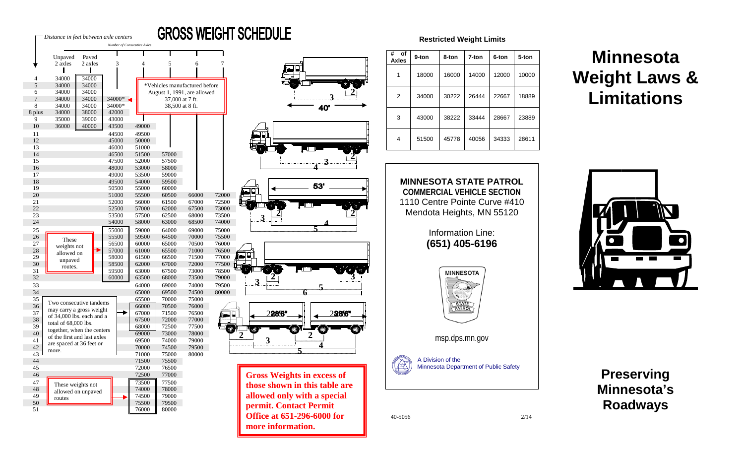# GROSS WEIGHT SCHEDULE

*Distance in feet between axle centers*

*Number of Consecutive Axles*

| Distance | Unpaved 2 axles | Paved 2 axles | 3 | 4 | 5 | 6 | 7 |
|---|---|---|---|---|---|---|---|
| 4 | 34000 | 34000 | | | | | |
| 5 | 34000 | 34000 | | | | | |
| 6 | 34000 | 34000 | | | | | |
| 7 | 34000 | 34000 | 34000* | | | | |
| 8 | 34000 | 34000 | 34000* | | | | |
| 8 plus | 34000 | 38000 | 42000 | | | | |
| 9 | 35000 | 39000 | 43000 | | | | |
| 10 | 36000 | 40000 | 43500 | 49000 | | | |
| 11 | | | 44500 | 49500 | | | |
| 12 | | | 45000 | 50000 | | | |
| 13 | | | 46000 | 51000 | | | |
| 14 | | | 46500 | 51500 | 57000 | | |
| 15 | | | 47500 | 52000 | 57500 | | |
| 16 | | | 48000 | 53000 | 58000 | | |
| 17 | | | 49000 | 53500 | 59000 | | |
| 18 | | | 49500 | 54000 | 59500 | | |
| 19 | | | 50500 | 55000 | 60000 | | |
| 20 | | | 51000 | 55500 | 60500 | 66000 | 72000 |
| 21 | | | 52000 | 56000 | 61500 | 67000 | 72500 |
| 22 | | | 52500 | 57000 | 62000 | 67500 | 73000 |
| 23 | | | 53500 | 57500 | 62500 | 68000 | 73500 |
| 24 | | | 54000 | 58000 | 63000 | 68500 | 74000 |
| 25 | | | 55000 | 59000 | 64000 | 69000 | 75000 |
| 26 | | | 55500 | 59500 | 64500 | 70000 | 75500 |
| 27 | | | 56500 | 60000 | 65000 | 70500 | 76000 |
| 28 | | | 57000 | 61000 | 65500 | 71000 | 76500 |
| 29 | | | 58000 | 61500 | 66500 | 71500 | 77000 |
| 30 | | | 58500 | 62000 | 67000 | 72000 | 77500 |
| 31 | | | 59500 | 63000 | 67500 | 73000 | 78500 |
| 32 | | | 60000 | 63500 | 68000 | 73500 | 79000 |
| 33 | | | | 64000 | 69000 | 74000 | 79500 |
| 34 | | | | 65000 | 69500 | 74500 | 80000 |
| 35 | | | | 65500 | 70000 | 75000 | |
| 36 | | | | 66000 | 70500 | 76000 | |
| 37 | | | | 67000 | 71500 | 76500 | |
| 38 | | | | 67500 | 72000 | 77000 | |
| 39 | | | | 68000 | 72500 | 77500 | |
| 40 | | | | 69000 | 73000 | 78000 | |
| 41 | | | | 69500 | 74000 | 79000 | |
| 42 | | | | 70000 | 74500 | 79500 | |
| 43 | | | | 71000 | 75000 | 80000 | |
| 44 | | | | 71500 | 75500 | | |
| 45 | | | | 72000 | 76500 | | |
| 46 | | | | 72500 | 77000 | | |
| 47 | | | | 73500 | 77500 | | |
| 48 | | | | 74000 | 78000 | | |
| 49 | | | | 74500 | 79000 | | |
| 50 | | | | 75500 | 79500 | | |
| 51 | | | | 76000 | 80000 | | |

*Vehicles manufactured before August 1, 1991, are allowed 37,000 at 7 ft. 38,500 at 8 ft.

These weights not allowed on unpaved routes. (3 axles, distances 25–32)

Two consecutive tandems may carry a gross weight of 34,000 lbs. each and a total of 68,000 lbs. together, when the centers of the first and last axles are spaced at 36 feet or more.

These weights not allowed on unpaved routes. (4 axles, distances 47–51)

**Gross Weights in excess of those shown in this table are allowed only with a special permit. Contact Permit Office at 651-296-6000 for more information.**

### Restricted Weight Limits

| # of Axles | 9-ton | 8-ton | 7-ton | 6-ton | 5-ton |
|---|---|---|---|---|---|
| 1 | 18000 | 16000 | 14000 | 12000 | 10000 |
| 2 | 34000 | 30222 | 26444 | 22667 | 18889 |
| 3 | 43000 | 38222 | 33444 | 28667 | 23889 |
| 4 | 51500 | 45778 | 40056 | 34333 | 28611 |

**MINNESOTA STATE PATROL**
**COMMERCIAL VEHICLE SECTION**
1110 Centre Pointe Curve #410
Mendota Heights, MN 55120

Information Line:
**(651) 405-6196**

msp.dps.mn.gov

A Division of the
Minnesota Department of Public Safety

40-5056 2/14

# Minnesota Weight Laws & Limitations

## Preserving Minnesota's Roadways